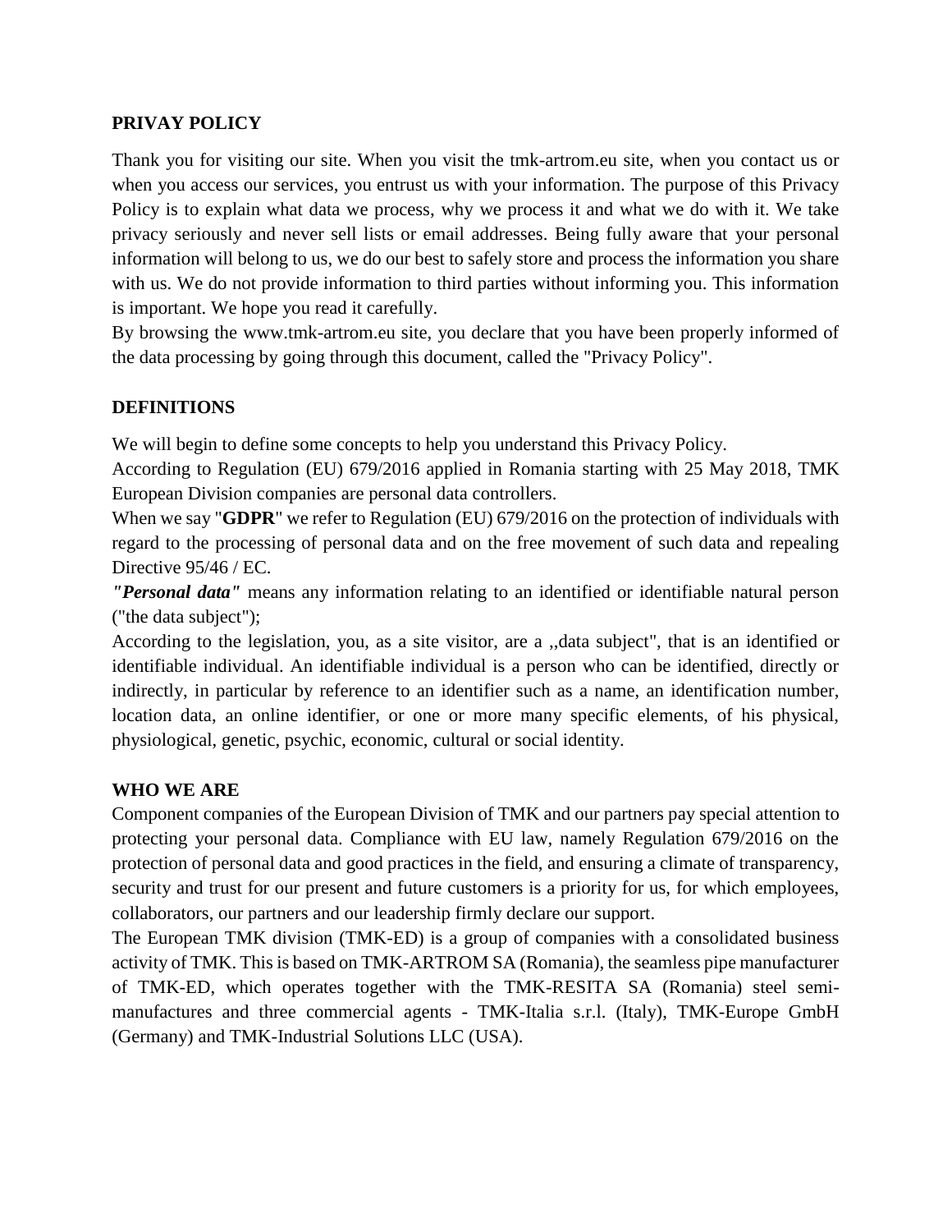## PRIVAY POLICY

Thank you for visiting our site. When you visit the tmk-artrom.eu site, when you contact us or when you access our services, you entrust us with your information. The purpose of this Privacy Policy is to explain what data we process, why we process it and what we do with it. We take privacy seriously and never sell lists or email addresses. Being fully aware that your personal information will belong to us, we do our best to safely store and process the information you share with us. We do not provide information to third parties without informing you. This information is important. We hope you read it carefully.

By browsing the www.tmk-artrom.eu site, you declare that you have been properly informed of the data processing by going through this document, called the "Privacy Policy".

## DEFINITIONS

We will begin to define some concepts to help you understand this Privacy Policy.

According to Regulation (EU) 679/2016 applied in Romania starting with 25 May 2018, TMK European Division companies are personal data controllers.

When we say "**GDPR**" we refer to Regulation (EU) 679/2016 on the protection of individuals with regard to the processing of personal data and on the free movement of such data and repealing Directive 95/46 / EC.

***"Personal data"*** means any information relating to an identified or identifiable natural person ("the data subject");

According to the legislation, you, as a site visitor, are a ,,data subject", that is an identified or identifiable individual. An identifiable individual is a person who can be identified, directly or indirectly, in particular by reference to an identifier such as a name, an identification number, location data, an online identifier, or one or more many specific elements, of his physical, physiological, genetic, psychic, economic, cultural or social identity.

## WHO WE ARE

Component companies of the European Division of TMK and our partners pay special attention to protecting your personal data. Compliance with EU law, namely Regulation 679/2016 on the protection of personal data and good practices in the field, and ensuring a climate of transparency, security and trust for our present and future customers is a priority for us, for which employees, collaborators, our partners and our leadership firmly declare our support.

The European TMK division (TMK-ED) is a group of companies with a consolidated business activity of TMK. This is based on TMK-ARTROM SA (Romania), the seamless pipe manufacturer of TMK-ED, which operates together with the TMK-RESITA SA (Romania) steel semi-manufactures and three commercial agents - TMK-Italia s.r.l. (Italy), TMK-Europe GmbH (Germany) and TMK-Industrial Solutions LLC (USA).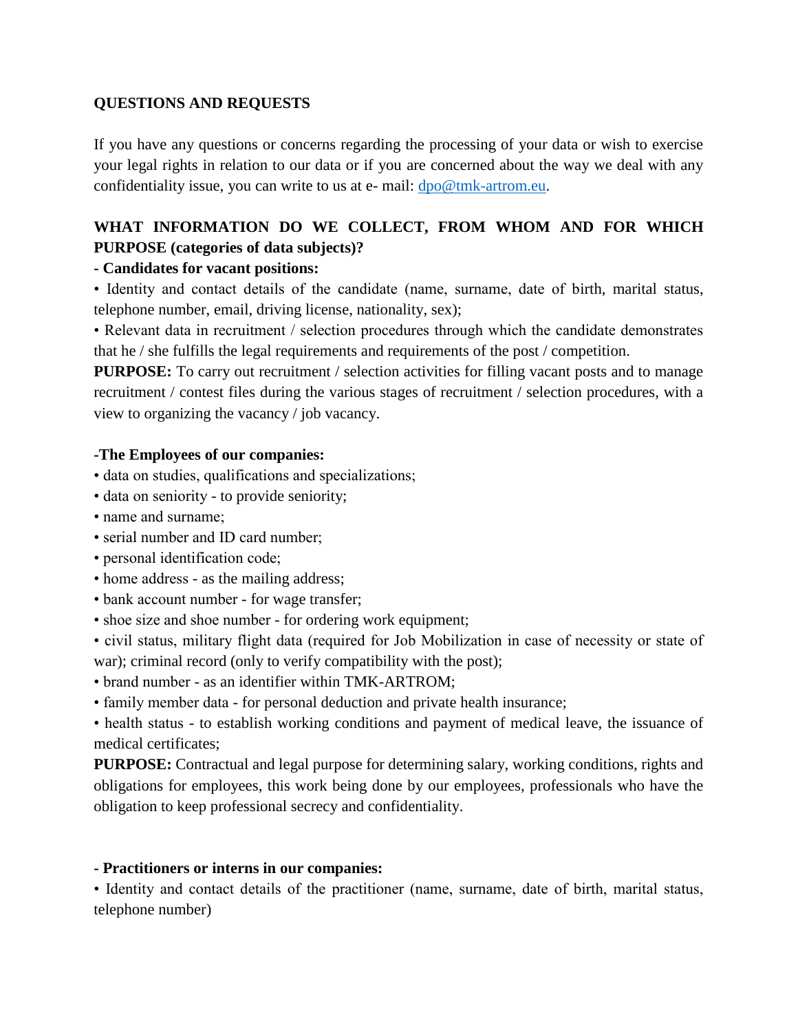**QUESTIONS AND REQUESTS**

If you have any questions or concerns regarding the processing of your data or wish to exercise your legal rights in relation to our data or if you are concerned about the way we deal with any confidentiality issue, you can write to us at e- mail: dpo@tmk-artrom.eu.

**WHAT INFORMATION DO WE COLLECT, FROM WHOM AND FOR WHICH PURPOSE (categories of data subjects)?**

**- Candidates for vacant positions:**

• Identity and contact details of the candidate (name, surname, date of birth, marital status, telephone number, email, driving license, nationality, sex);

• Relevant data in recruitment / selection procedures through which the candidate demonstrates that he / she fulfills the legal requirements and requirements of the post / competition.

**PURPOSE:** To carry out recruitment / selection activities for filling vacant posts and to manage recruitment / contest files during the various stages of recruitment / selection procedures, with a view to organizing the vacancy / job vacancy.

**-The Employees of our companies:**

• data on studies, qualifications and specializations;

• data on seniority - to provide seniority;

• name and surname;

• serial number and ID card number;

• personal identification code;

• home address - as the mailing address;

• bank account number - for wage transfer;

• shoe size and shoe number - for ordering work equipment;

• civil status, military flight data (required for Job Mobilization in case of necessity or state of war); criminal record (only to verify compatibility with the post);

• brand number - as an identifier within TMK-ARTROM;

• family member data - for personal deduction and private health insurance;

• health status - to establish working conditions and payment of medical leave, the issuance of medical certificates;

**PURPOSE:** Contractual and legal purpose for determining salary, working conditions, rights and obligations for employees, this work being done by our employees, professionals who have the obligation to keep professional secrecy and confidentiality.

**- Practitioners or interns in our companies:**

• Identity and contact details of the practitioner (name, surname, date of birth, marital status, telephone number)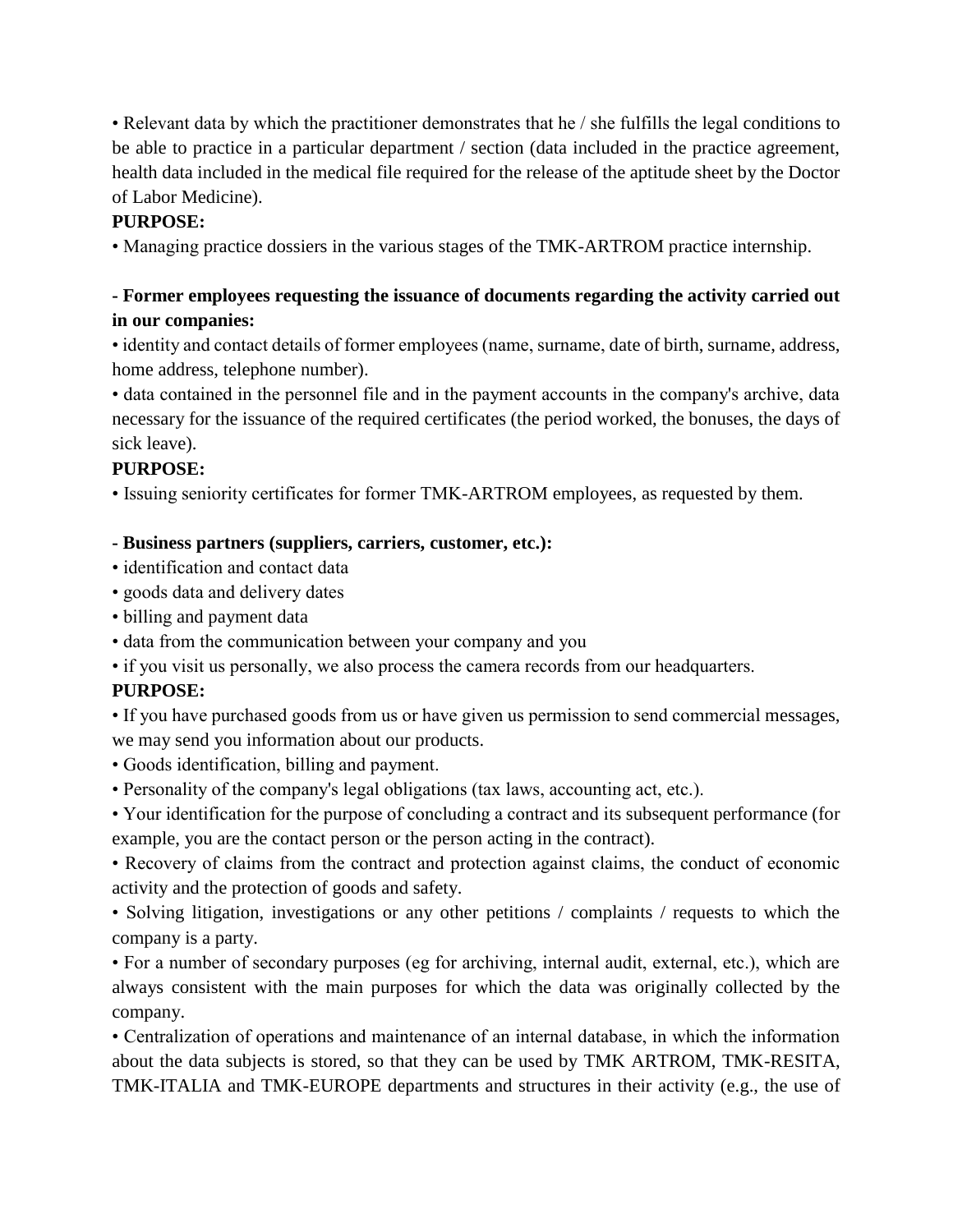• Relevant data by which the practitioner demonstrates that he / she fulfills the legal conditions to be able to practice in a particular department / section (data included in the practice agreement, health data included in the medical file required for the release of the aptitude sheet by the Doctor of Labor Medicine).

**PURPOSE:**

• Managing practice dossiers in the various stages of the TMK-ARTROM practice internship.

**- Former employees requesting the issuance of documents regarding the activity carried out in our companies:**

• identity and contact details of former employees (name, surname, date of birth, surname, address, home address, telephone number).

• data contained in the personnel file and in the payment accounts in the company's archive, data necessary for the issuance of the required certificates (the period worked, the bonuses, the days of sick leave).

**PURPOSE:**

• Issuing seniority certificates for former TMK-ARTROM employees, as requested by them.

**- Business partners (suppliers, carriers, customer, etc.):**

• identification and contact data
• goods data and delivery dates
• billing and payment data
• data from the communication between your company and you
• if you visit us personally, we also process the camera records from our headquarters.

**PURPOSE:**

• If you have purchased goods from us or have given us permission to send commercial messages, we may send you information about our products.

• Goods identification, billing and payment.

• Personality of the company's legal obligations (tax laws, accounting act, etc.).

• Your identification for the purpose of concluding a contract and its subsequent performance (for example, you are the contact person or the person acting in the contract).

• Recovery of claims from the contract and protection against claims, the conduct of economic activity and the protection of goods and safety.

• Solving litigation, investigations or any other petitions / complaints / requests to which the company is a party.

• For a number of secondary purposes (eg for archiving, internal audit, external, etc.), which are always consistent with the main purposes for which the data was originally collected by the company.

• Centralization of operations and maintenance of an internal database, in which the information about the data subjects is stored, so that they can be used by TMK ARTROM, TMK-RESITA, TMK-ITALIA and TMK-EUROPE departments and structures in their activity (e.g., the use of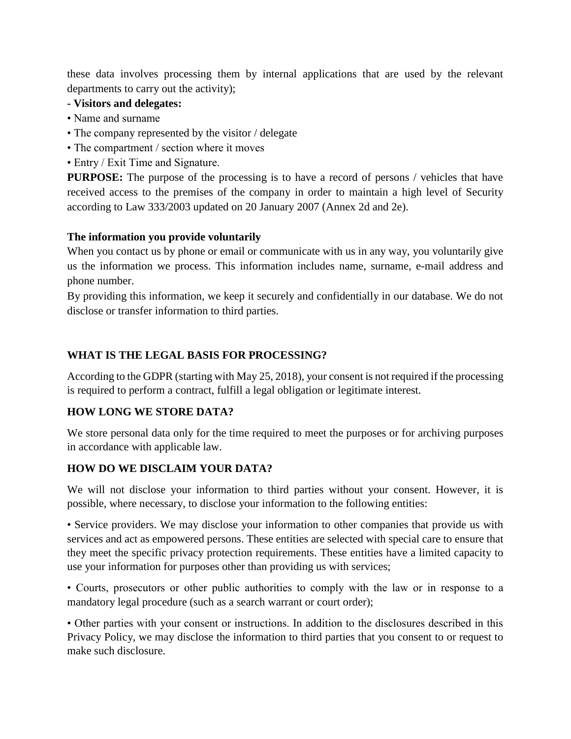these data involves processing them by internal applications that are used by the relevant departments to carry out the activity);

- **Visitors and delegates:**

• Name and surname
• The company represented by the visitor / delegate
• The compartment / section where it moves
• Entry / Exit Time and Signature.

**PURPOSE:** The purpose of the processing is to have a record of persons / vehicles that have received access to the premises of the company in order to maintain a high level of Security according to Law 333/2003 updated on 20 January 2007 (Annex 2d and 2e).

**The information you provide voluntarily**

When you contact us by phone or email or communicate with us in any way, you voluntarily give us the information we process. This information includes name, surname, e-mail address and phone number.

By providing this information, we keep it securely and confidentially in our database. We do not disclose or transfer information to third parties.

## WHAT IS THE LEGAL BASIS FOR PROCESSING?

According to the GDPR (starting with May 25, 2018), your consent is not required if the processing is required to perform a contract, fulfill a legal obligation or legitimate interest.

## HOW LONG WE STORE DATA?

We store personal data only for the time required to meet the purposes or for archiving purposes in accordance with applicable law.

## HOW DO WE DISCLAIM YOUR DATA?

We will not disclose your information to third parties without your consent. However, it is possible, where necessary, to disclose your information to the following entities:

• Service providers. We may disclose your information to other companies that provide us with services and act as empowered persons. These entities are selected with special care to ensure that they meet the specific privacy protection requirements. These entities have a limited capacity to use your information for purposes other than providing us with services;

• Courts, prosecutors or other public authorities to comply with the law or in response to a mandatory legal procedure (such as a search warrant or court order);

• Other parties with your consent or instructions. In addition to the disclosures described in this Privacy Policy, we may disclose the information to third parties that you consent to or request to make such disclosure.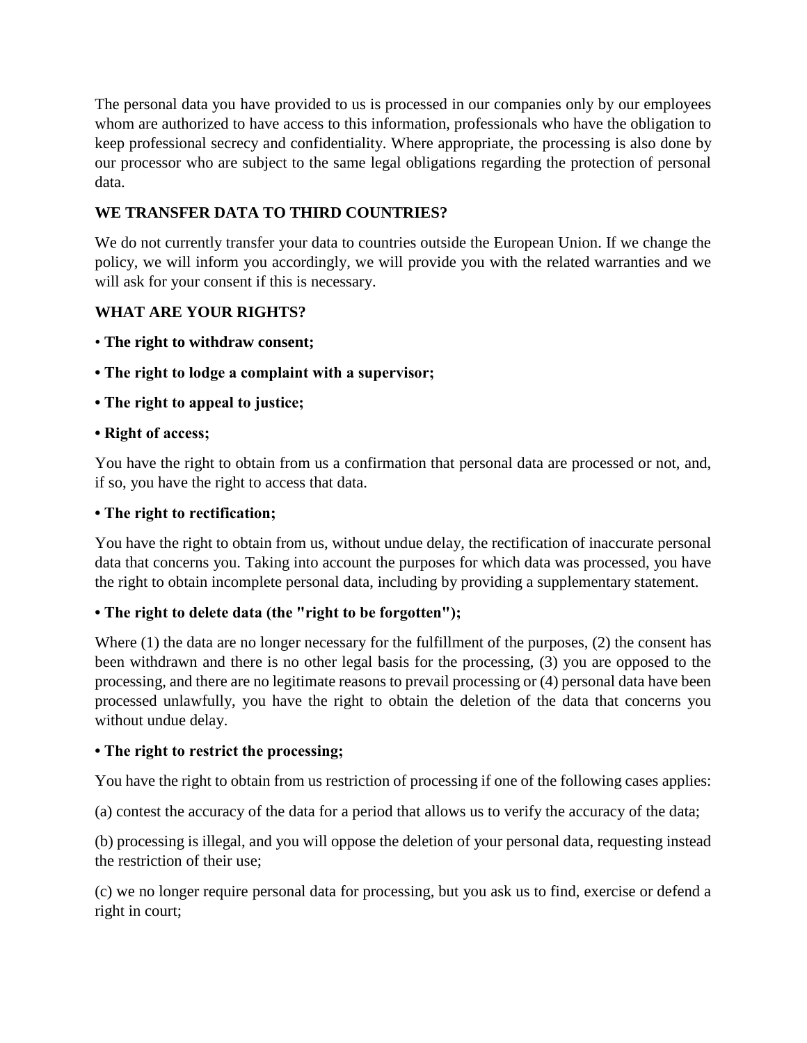The personal data you have provided to us is processed in our companies only by our employees whom are authorized to have access to this information, professionals who have the obligation to keep professional secrecy and confidentiality. Where appropriate, the processing is also done by our processor who are subject to the same legal obligations regarding the protection of personal data.

**WE TRANSFER DATA TO THIRD COUNTRIES?**

We do not currently transfer your data to countries outside the European Union. If we change the policy, we will inform you accordingly, we will provide you with the related warranties and we will ask for your consent if this is necessary.

**WHAT ARE YOUR RIGHTS?**

• **The right to withdraw consent;**

**• The right to lodge a complaint with a supervisor;**

**• The right to appeal to justice;**

**• Right of access;**

You have the right to obtain from us a confirmation that personal data are processed or not, and, if so, you have the right to access that data.

**• The right to rectification;**

You have the right to obtain from us, without undue delay, the rectification of inaccurate personal data that concerns you. Taking into account the purposes for which data was processed, you have the right to obtain incomplete personal data, including by providing a supplementary statement.

**• The right to delete data (the "right to be forgotten");**

Where (1) the data are no longer necessary for the fulfillment of the purposes, (2) the consent has been withdrawn and there is no other legal basis for the processing, (3) you are opposed to the processing, and there are no legitimate reasons to prevail processing or (4) personal data have been processed unlawfully, you have the right to obtain the deletion of the data that concerns you without undue delay.

**• The right to restrict the processing;**

You have the right to obtain from us restriction of processing if one of the following cases applies:

(a) contest the accuracy of the data for a period that allows us to verify the accuracy of the data;

(b) processing is illegal, and you will oppose the deletion of your personal data, requesting instead the restriction of their use;

(c) we no longer require personal data for processing, but you ask us to find, exercise or defend a right in court;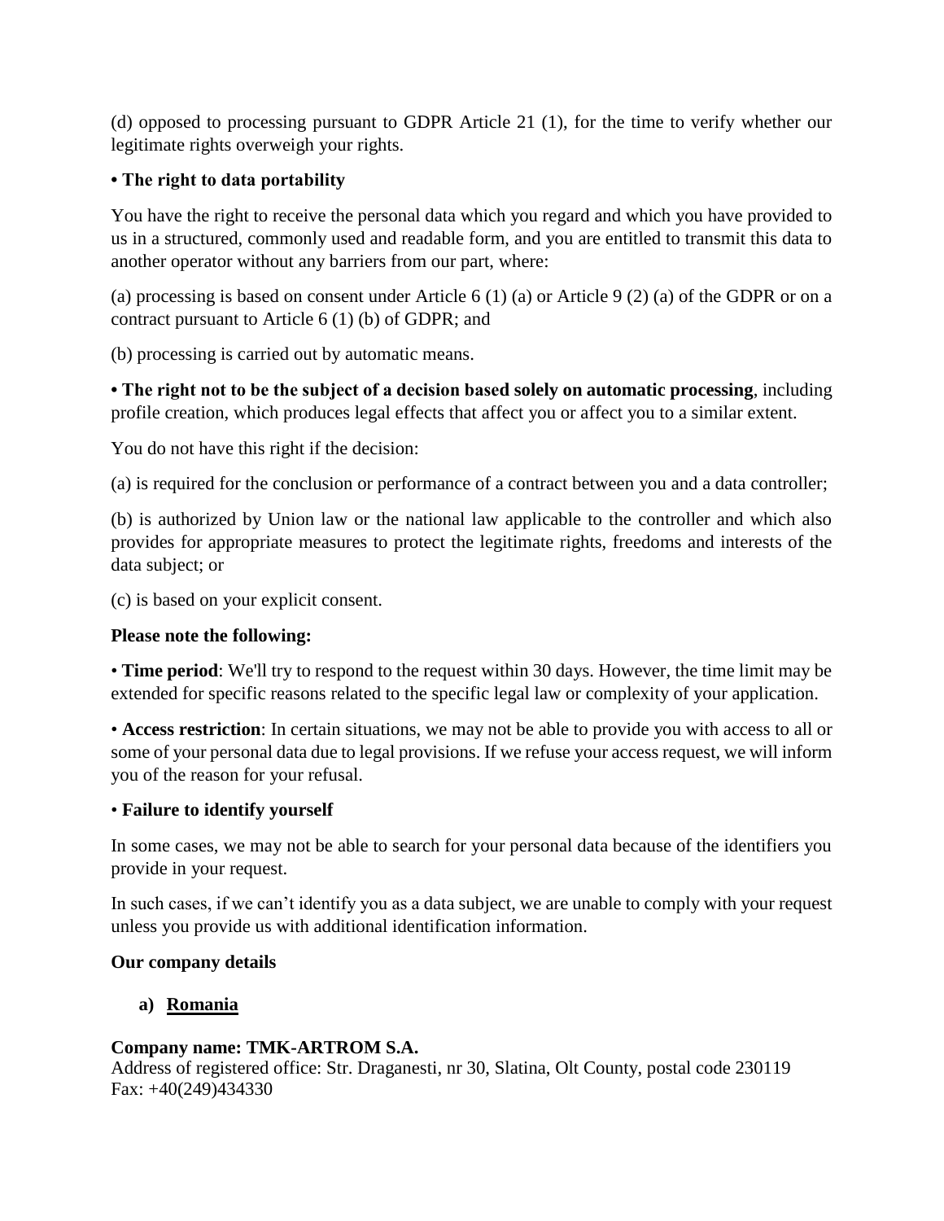(d) opposed to processing pursuant to GDPR Article 21 (1), for the time to verify whether our legitimate rights overweigh your rights.

**• The right to data portability**

You have the right to receive the personal data which you regard and which you have provided to us in a structured, commonly used and readable form, and you are entitled to transmit this data to another operator without any barriers from our part, where:

(a) processing is based on consent under Article 6 (1) (a) or Article 9 (2) (a) of the GDPR or on a contract pursuant to Article 6 (1) (b) of GDPR; and

(b) processing is carried out by automatic means.

**• The right not to be the subject of a decision based solely on automatic processing**, including profile creation, which produces legal effects that affect you or affect you to a similar extent.

You do not have this right if the decision:

(a) is required for the conclusion or performance of a contract between you and a data controller;

(b) is authorized by Union law or the national law applicable to the controller and which also provides for appropriate measures to protect the legitimate rights, freedoms and interests of the data subject; or

(c) is based on your explicit consent.

**Please note the following:**

• **Time period**: We'll try to respond to the request within 30 days. However, the time limit may be extended for specific reasons related to the specific legal law or complexity of your application.

• **Access restriction**: In certain situations, we may not be able to provide you with access to all or some of your personal data due to legal provisions. If we refuse your access request, we will inform you of the reason for your refusal.

• **Failure to identify yourself**

In some cases, we may not be able to search for your personal data because of the identifiers you provide in your request.

In such cases, if we can't identify you as a data subject, we are unable to comply with your request unless you provide us with additional identification information.

**Our company details**

**a) <u>Romania</u>**

**Company name: TMK-ARTROM S.A.**
Address of registered office: Str. Draganesti, nr 30, Slatina, Olt County, postal code 230119
Fax: +40(249)434330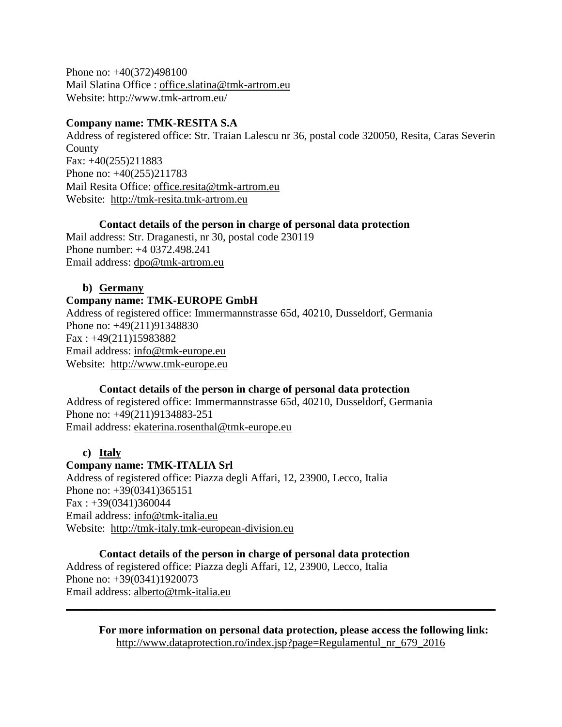Phone no: +40(372)498100
Mail Slatina Office : office.slatina@tmk-artrom.eu
Website: http://www.tmk-artrom.eu/

**Company name: TMK-RESITA S.A**
Address of registered office: Str. Traian Lalescu nr 36, postal code 320050, Resita, Caras Severin County
Fax: +40(255)211883
Phone no: +40(255)211783
Mail Resita Office: office.resita@tmk-artrom.eu
Website: http://tmk-resita.tmk-artrom.eu

**Contact details of the person in charge of personal data protection**
Mail address: Str. Draganesti, nr 30, postal code 230119
Phone number: +4 0372.498.241
Email address: dpo@tmk-artrom.eu

**b) Germany**

**Company name: TMK-EUROPE GmbH**
Address of registered office: Immermannstrasse 65d, 40210, Dusseldorf, Germania
Phone no: +49(211)91348830
Fax : +49(211)15983882
Email address: info@tmk-europe.eu
Website: http://www.tmk-europe.eu

**Contact details of the person in charge of personal data protection**
Address of registered office: Immermannstrasse 65d, 40210, Dusseldorf, Germania
Phone no: +49(211)9134883-251
Email address: ekaterina.rosenthal@tmk-europe.eu

**c) Italy**

**Company name: TMK-ITALIA Srl**
Address of registered office: Piazza degli Affari, 12, 23900, Lecco, Italia
Phone no: +39(0341)365151
Fax : +39(0341)360044
Email address: info@tmk-italia.eu
Website: http://tmk-italy.tmk-european-division.eu

**Contact details of the person in charge of personal data protection**
Address of registered office: Piazza degli Affari, 12, 23900, Lecco, Italia
Phone no: +39(0341)1920073
Email address: alberto@tmk-italia.eu

---

**For more information on personal data protection, please access the following link:**
http://www.dataprotection.ro/index.jsp?page=Regulamentul_nr_679_2016